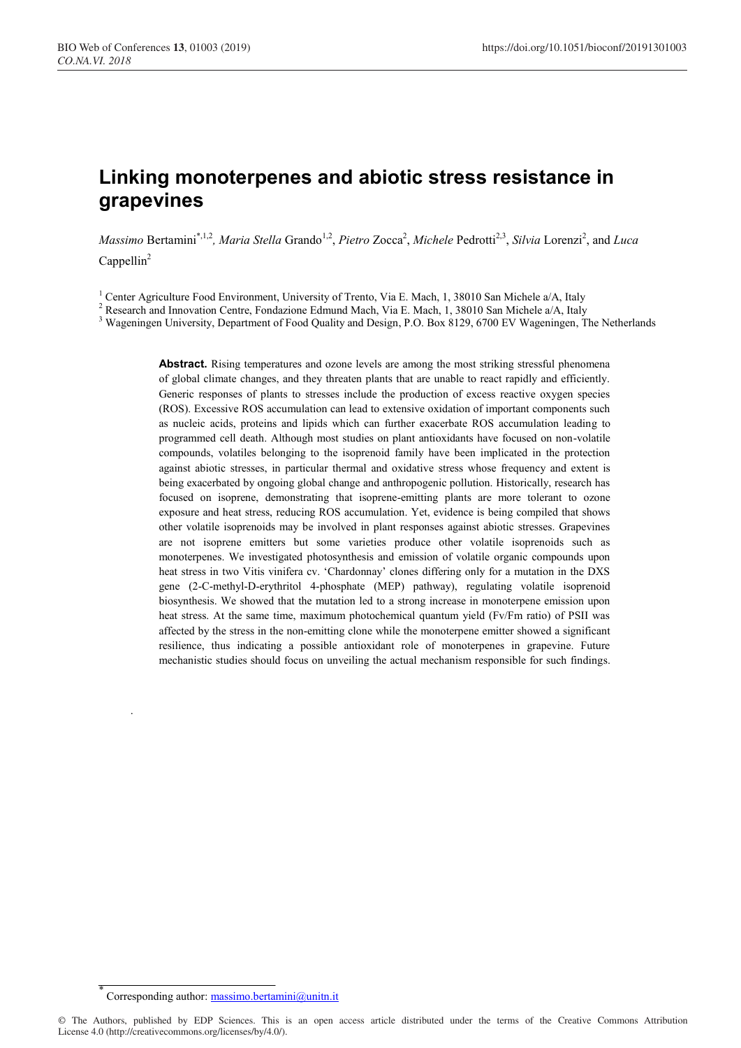# Linking monoterpenes and abiotic stress resistance in grapevines

*Massimo* Bertamini[*,1,2], *Maria Stella* Grando[1,2], *Pietro* Zocca[2], *Michele* Pedrotti[2,3], *Silvia* Lorenzi[2], and *Luca* Cappellin[2]

[1] Center Agriculture Food Environment, University of Trento, Via E. Mach, 1, 38010 San Michele a/A, Italy
[2] Research and Innovation Centre, Fondazione Edmund Mach, Via E. Mach, 1, 38010 San Michele a/A, Italy
[3] Wageningen University, Department of Food Quality and Design, P.O. Box 8129, 6700 EV Wageningen, The Netherlands

**Abstract.** Rising temperatures and ozone levels are among the most striking stressful phenomena of global climate changes, and they threaten plants that are unable to react rapidly and efficiently. Generic responses of plants to stresses include the production of excess reactive oxygen species (ROS). Excessive ROS accumulation can lead to extensive oxidation of important components such as nucleic acids, proteins and lipids which can further exacerbate ROS accumulation leading to programmed cell death. Although most studies on plant antioxidants have focused on non-volatile compounds, volatiles belonging to the isoprenoid family have been implicated in the protection against abiotic stresses, in particular thermal and oxidative stress whose frequency and extent is being exacerbated by ongoing global change and anthropogenic pollution. Historically, research has focused on isoprene, demonstrating that isoprene-emitting plants are more tolerant to ozone exposure and heat stress, reducing ROS accumulation. Yet, evidence is being compiled that shows other volatile isoprenoids may be involved in plant responses against abiotic stresses. Grapevines are not isoprene emitters but some varieties produce other volatile isoprenoids such as monoterpenes. We investigated photosynthesis and emission of volatile organic compounds upon heat stress in two Vitis vinifera cv. 'Chardonnay' clones differing only for a mutation in the DXS gene (2-C-methyl-D-erythritol 4-phosphate (MEP) pathway), regulating volatile isoprenoid biosynthesis. We showed that the mutation led to a strong increase in monoterpene emission upon heat stress. At the same time, maximum photochemical quantum yield (Fv/Fm ratio) of PSII was affected by the stress in the non-emitting clone while the monoterpene emitter showed a significant resilience, thus indicating a possible antioxidant role of monoterpenes in grapevine. Future mechanistic studies should focus on unveiling the actual mechanism responsible for such findings.

[*] Corresponding author: massimo.bertamini@unitn.it

© The Authors, published by EDP Sciences. This is an open access article distributed under the terms of the Creative Commons Attribution License 4.0 (http://creativecommons.org/licenses/by/4.0/).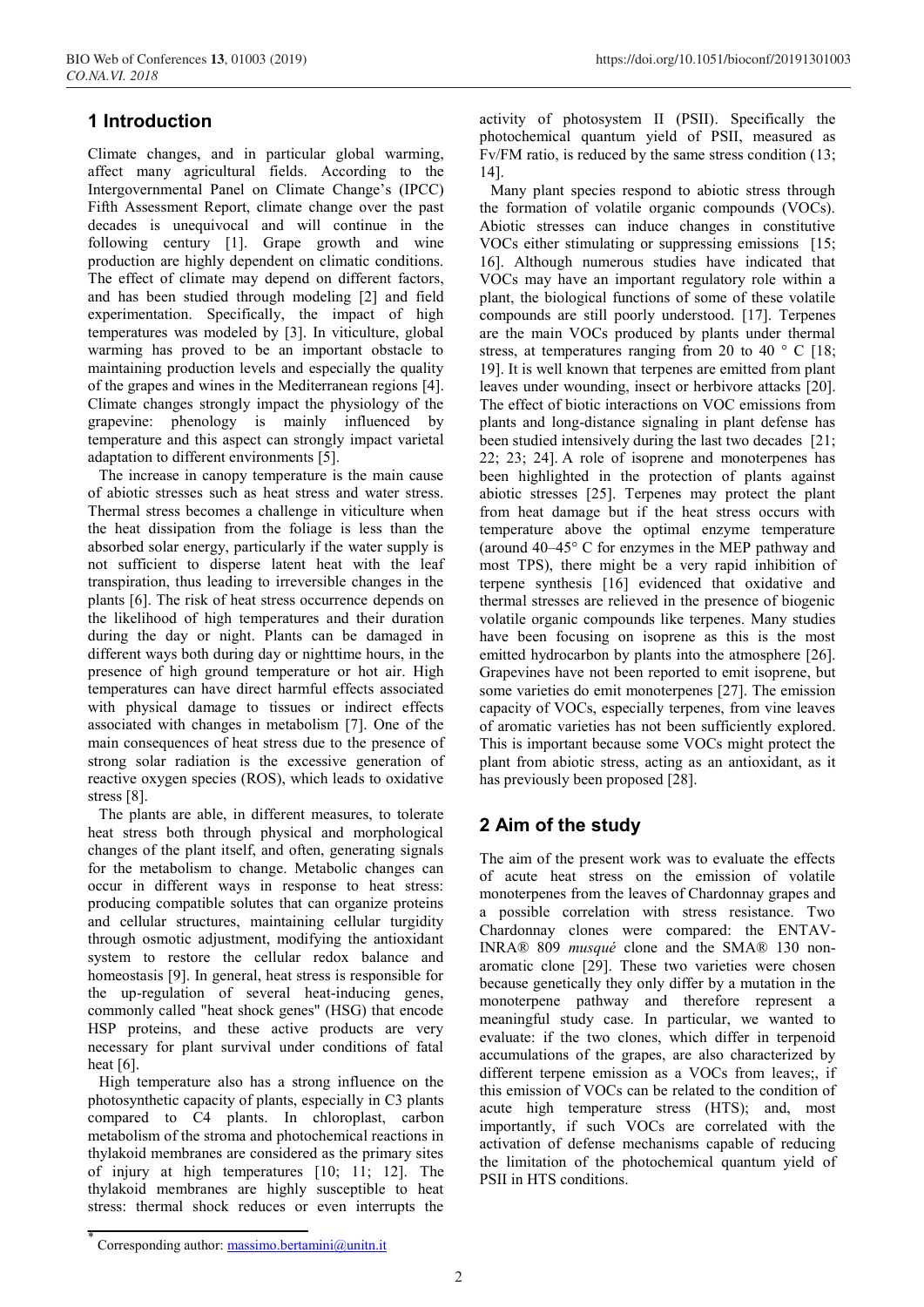# 1 Introduction

Climate changes, and in particular global warming, affect many agricultural fields. According to the Intergovernmental Panel on Climate Change's (IPCC) Fifth Assessment Report, climate change over the past decades is unequivocal and will continue in the following century [1]. Grape growth and wine production are highly dependent on climatic conditions. The effect of climate may depend on different factors, and has been studied through modeling [2] and field experimentation. Specifically, the impact of high temperatures was modeled by [3]. In viticulture, global warming has proved to be an important obstacle to maintaining production levels and especially the quality of the grapes and wines in the Mediterranean regions [4]. Climate changes strongly impact the physiology of the grapevine: phenology is mainly influenced by temperature and this aspect can strongly impact varietal adaptation to different environments [5].

The increase in canopy temperature is the main cause of abiotic stresses such as heat stress and water stress. Thermal stress becomes a challenge in viticulture when the heat dissipation from the foliage is less than the absorbed solar energy, particularly if the water supply is not sufficient to disperse latent heat with the leaf transpiration, thus leading to irreversible changes in the plants [6]. The risk of heat stress occurrence depends on the likelihood of high temperatures and their duration during the day or night. Plants can be damaged in different ways both during day or nighttime hours, in the presence of high ground temperature or hot air. High temperatures can have direct harmful effects associated with physical damage to tissues or indirect effects associated with changes in metabolism [7]. One of the main consequences of heat stress due to the presence of strong solar radiation is the excessive generation of reactive oxygen species (ROS), which leads to oxidative stress [8].

The plants are able, in different measures, to tolerate heat stress both through physical and morphological changes of the plant itself, and often, generating signals for the metabolism to change. Metabolic changes can occur in different ways in response to heat stress: producing compatible solutes that can organize proteins and cellular structures, maintaining cellular turgidity through osmotic adjustment, modifying the antioxidant system to restore the cellular redox balance and homeostasis [9]. In general, heat stress is responsible for the up-regulation of several heat-inducing genes, commonly called "heat shock genes" (HSG) that encode HSP proteins, and these active products are very necessary for plant survival under conditions of fatal heat [6].

High temperature also has a strong influence on the photosynthetic capacity of plants, especially in C3 plants compared to C4 plants. In chloroplast, carbon metabolism of the stroma and photochemical reactions in thylakoid membranes are considered as the primary sites of injury at high temperatures [10; 11; 12]. The thylakoid membranes are highly susceptible to heat stress: thermal shock reduces or even interrupts the activity of photosystem II (PSII). Specifically the photochemical quantum yield of PSII, measured as Fv/FM ratio, is reduced by the same stress condition (13; 14].

Many plant species respond to abiotic stress through the formation of volatile organic compounds (VOCs). Abiotic stresses can induce changes in constitutive VOCs either stimulating or suppressing emissions [15; 16]. Although numerous studies have indicated that VOCs may have an important regulatory role within a plant, the biological functions of some of these volatile compounds are still poorly understood. [17]. Terpenes are the main VOCs produced by plants under thermal stress, at temperatures ranging from 20 to 40 ° C [18; 19]. It is well known that terpenes are emitted from plant leaves under wounding, insect or herbivore attacks [20]. The effect of biotic interactions on VOC emissions from plants and long-distance signaling in plant defense has been studied intensively during the last two decades [21; 22; 23; 24]. A role of isoprene and monoterpenes has been highlighted in the protection of plants against abiotic stresses [25]. Terpenes may protect the plant from heat damage but if the heat stress occurs with temperature above the optimal enzyme temperature (around 40–45° C for enzymes in the MEP pathway and most TPS), there might be a very rapid inhibition of terpene synthesis [16] evidenced that oxidative and thermal stresses are relieved in the presence of biogenic volatile organic compounds like terpenes. Many studies have been focusing on isoprene as this is the most emitted hydrocarbon by plants into the atmosphere [26]. Grapevines have not been reported to emit isoprene, but some varieties do emit monoterpenes [27]. The emission capacity of VOCs, especially terpenes, from vine leaves of aromatic varieties has not been sufficiently explored. This is important because some VOCs might protect the plant from abiotic stress, acting as an antioxidant, as it has previously been proposed [28].

# 2 Aim of the study

The aim of the present work was to evaluate the effects of acute heat stress on the emission of volatile monoterpenes from the leaves of Chardonnay grapes and a possible correlation with stress resistance. Two Chardonnay clones were compared: the ENTAV-INRA® 809 *musqué* clone and the SMA® 130 non-aromatic clone [29]. These two varieties were chosen because genetically they only differ by a mutation in the monoterpene pathway and therefore represent a meaningful study case. In particular, we wanted to evaluate: if the two clones, which differ in terpenoid accumulations of the grapes, are also characterized by different terpene emission as a VOCs from leaves;, if this emission of VOCs can be related to the condition of acute high temperature stress (HTS); and, most importantly, if such VOCs are correlated with the activation of defense mechanisms capable of reducing the limitation of the photochemical quantum yield of PSII in HTS conditions.

---

* Corresponding author: massimo.bertamini@unitn.it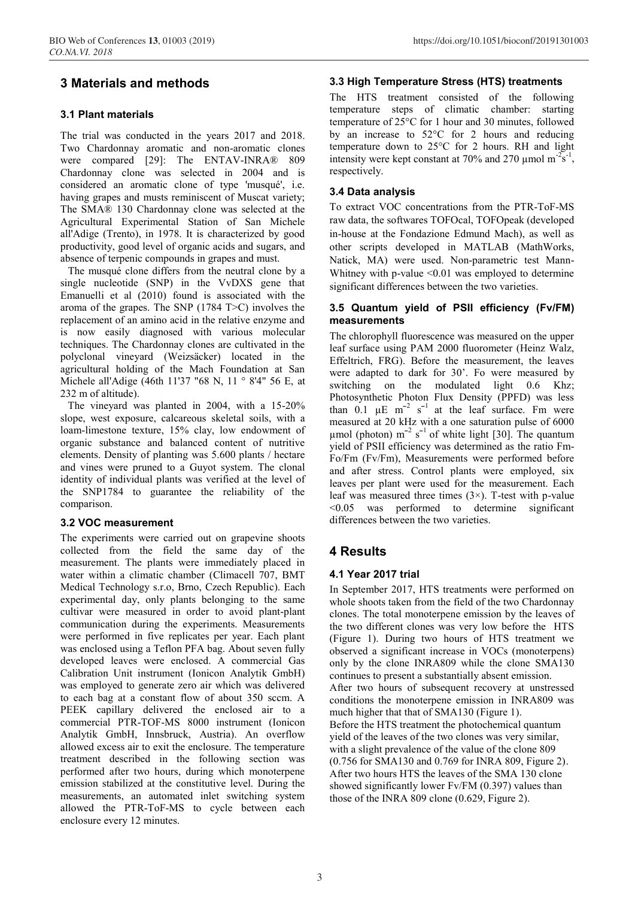## 3 Materials and methods

### 3.1 Plant materials

The trial was conducted in the years 2017 and 2018. Two Chardonnay aromatic and non-aromatic clones were compared [29]: The ENTAV-INRA® 809 Chardonnay clone was selected in 2004 and is considered an aromatic clone of type 'musqué', i.e. having grapes and musts reminiscent of Muscat variety; The SMA® 130 Chardonnay clone was selected at the Agricultural Experimental Station of San Michele all'Adige (Trento), in 1978. It is characterized by good productivity, good level of organic acids and sugars, and absence of terpenic compounds in grapes and must.

The musqué clone differs from the neutral clone by a single nucleotide (SNP) in the VvDXS gene that Emanuelli et al (2010) found is associated with the aroma of the grapes. The SNP (1784 T>C) involves the replacement of an amino acid in the relative enzyme and is now easily diagnosed with various molecular techniques. The Chardonnay clones are cultivated in the polyclonal vineyard (Weizsäcker) located in the agricultural holding of the Mach Foundation at San Michele all'Adige (46th 11'37 "68 N, 11 ° 8'4" 56 E, at 232 m of altitude).

The vineyard was planted in 2004, with a 15-20% slope, west exposure, calcareous skeletal soils, with a loam-limestone texture, 15% clay, low endowment of organic substance and balanced content of nutritive elements. Density of planting was 5.600 plants / hectare and vines were pruned to a Guyot system. The clonal identity of individual plants was verified at the level of the SNP1784 to guarantee the reliability of the comparison.

### 3.2 VOC measurement

The experiments were carried out on grapevine shoots collected from the field the same day of the measurement. The plants were immediately placed in water within a climatic chamber (Climacell 707, BMT Medical Technology s.r.o, Brno, Czech Republic). Each experimental day, only plants belonging to the same cultivar were measured in order to avoid plant-plant communication during the experiments. Measurements were performed in five replicates per year. Each plant was enclosed using a Teflon PFA bag. About seven fully developed leaves were enclosed. A commercial Gas Calibration Unit instrument (Ionicon Analytik GmbH) was employed to generate zero air which was delivered to each bag at a constant flow of about 350 sccm. A PEEK capillary delivered the enclosed air to a commercial PTR-TOF-MS 8000 instrument (Ionicon Analytik GmbH, Innsbruck, Austria). An overflow allowed excess air to exit the enclosure. The temperature treatment described in the following section was performed after two hours, during which monoterpene emission stabilized at the constitutive level. During the measurements, an automated inlet switching system allowed the PTR-ToF-MS to cycle between each enclosure every 12 minutes.

### 3.3 High Temperature Stress (HTS) treatments

The HTS treatment consisted of the following temperature steps of climatic chamber: starting temperature of 25°C for 1 hour and 30 minutes, followed by an increase to 52°C for 2 hours and reducing temperature down to 25°C for 2 hours. RH and light intensity were kept constant at 70% and 270 μmol $m^{-2}s^{-1}$, respectively.

### 3.4 Data analysis

To extract VOC concentrations from the PTR-ToF-MS raw data, the softwares TOFOcal, TOFOpeak (developed in-house at the Fondazione Edmund Mach), as well as other scripts developed in MATLAB (MathWorks, Natick, MA) were used. Non-parametric test Mann-Whitney with p-value <0.01 was employed to determine significant differences between the two varieties.

### 3.5 Quantum yield of PSII efficiency (Fv/FM) measurements

The chlorophyll fluorescence was measured on the upper leaf surface using PAM 2000 fluorometer (Heinz Walz, Effeltrich, FRG). Before the measurement, the leaves were adapted to dark for 30'. Fo were measured by switching on the modulated light 0.6 Khz; Photosynthetic Photon Flux Density (PPFD) was less than 0.1 µE $m^{-2}$ $s^{-1}$ at the leaf surface. Fm were measured at 20 kHz with a one saturation pulse of 6000 µmol (photon) $m^{-2}$ $s^{-1}$ of white light [30]. The quantum yield of PSII efficiency was determined as the ratio Fm-Fo/Fm (Fv/Fm), Measurements were performed before and after stress. Control plants were employed, six leaves per plant were used for the measurement. Each leaf was measured three times (3×). T-test with p-value <0.05 was performed to determine significant differences between the two varieties.

## 4 Results

### 4.1 Year 2017 trial

In September 2017, HTS treatments were performed on whole shoots taken from the field of the two Chardonnay clones. The total monoterpene emission by the leaves of the two different clones was very low before the HTS (Figure 1). During two hours of HTS treatment we observed a significant increase in VOCs (monoterpens) only by the clone INRA809 while the clone SMA130 continues to present a substantially absent emission.

After two hours of subsequent recovery at unstressed conditions the monoterpene emission in INRA809 was much higher that that of SMA130 (Figure 1).

Before the HTS treatment the photochemical quantum yield of the leaves of the two clones was very similar, with a slight prevalence of the value of the clone 809 (0.756 for SMA130 and 0.769 for INRA 809, Figure 2).

After two hours HTS the leaves of the SMA 130 clone showed significantly lower Fv/FM (0.397) values than those of the INRA 809 clone (0.629, Figure 2).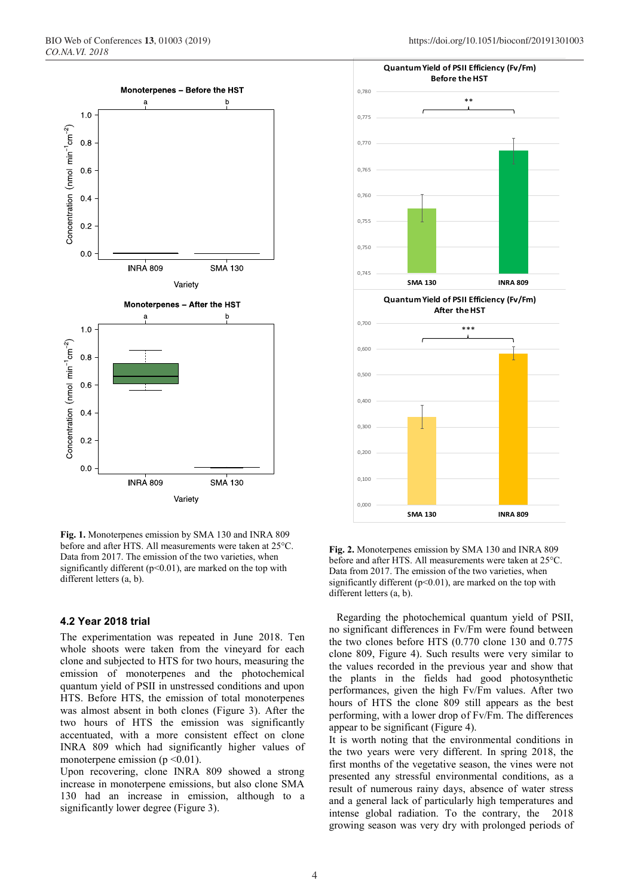**Fig. 1.** Monoterpenes emission by SMA 130 and INRA 809 before and after HTS. All measurements were taken at 25°C. Data from 2017. The emission of the two varieties, when significantly different ($p<0.01$), are marked on the top with different letters (a, b).

**Fig. 2.** Monoterpenes emission by SMA 130 and INRA 809 before and after HTS. All measurements were taken at 25°C. Data from 2017. The emission of the two varieties, when significantly different ($p<0.01$), are marked on the top with different letters (a, b).

### 4.2 Year 2018 trial

The experimentation was repeated in June 2018. Ten whole shoots were taken from the vineyard for each clone and subjected to HTS for two hours, measuring the emission of monoterpenes and the photochemical quantum yield of PSII in unstressed conditions and upon HTS. Before HTS, the emission of total monoterpenes was almost absent in both clones (Figure 3). After the two hours of HTS the emission was significantly accentuated, with a more consistent effect on clone INRA 809 which had significantly higher values of monoterpene emission ($p<0.01$).

Upon recovering, clone INRA 809 showed a strong increase in monoterpene emissions, but also clone SMA 130 had an increase in emission, although to a significantly lower degree (Figure 3).

Regarding the photochemical quantum yield of PSII, no significant differences in Fv/Fm were found between the two clones before HTS (0.770 clone 130 and 0.775 clone 809, Figure 4). Such results were very similar to the values recorded in the previous year and show that the plants in the fields had good photosynthetic performances, given the high Fv/Fm values. After two hours of HTS the clone 809 still appears as the best performing, with a lower drop of Fv/Fm. The differences appear to be significant (Figure 4).

It is worth noting that the environmental conditions in the two years were very different. In spring 2018, the first months of the vegetative season, the vines were not presented any stressful environmental conditions, as a result of numerous rainy days, absence of water stress and a general lack of particularly high temperatures and intense global radiation. To the contrary, the 2018 growing season was very dry with prolonged periods of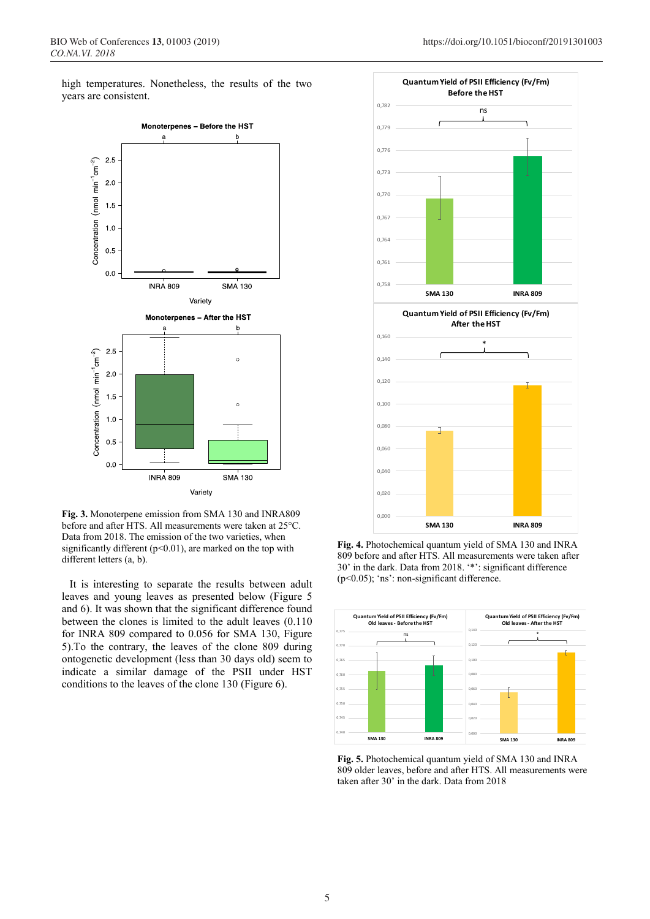high temperatures. Nonetheless, the results of the two years are consistent.

**Fig. 3.** Monoterpene emission from SMA 130 and INRA809 before and after HTS. All measurements were taken at 25°C. Data from 2018. The emission of the two varieties, when significantly different ($p<0.01$), are marked on the top with different letters (a, b).

It is interesting to separate the results between adult leaves and young leaves as presented below (Figure 5 and 6). It was shown that the significant difference found between the clones is limited to the adult leaves (0.110 for INRA 809 compared to 0.056 for SMA 130, Figure 5).To the contrary, the leaves of the clone 809 during ontogenetic development (less than 30 days old) seem to indicate a similar damage of the PSII under HST conditions to the leaves of the clone 130 (Figure 6).

**Fig. 4.** Photochemical quantum yield of SMA 130 and INRA 809 before and after HTS. All measurements were taken after 30' in the dark. Data from 2018. '*': significant difference ($p<0.05$); 'ns': non-significant difference.

**Fig. 5.** Photochemical quantum yield of SMA 130 and INRA 809 older leaves, before and after HTS. All measurements were taken after 30' in the dark. Data from 2018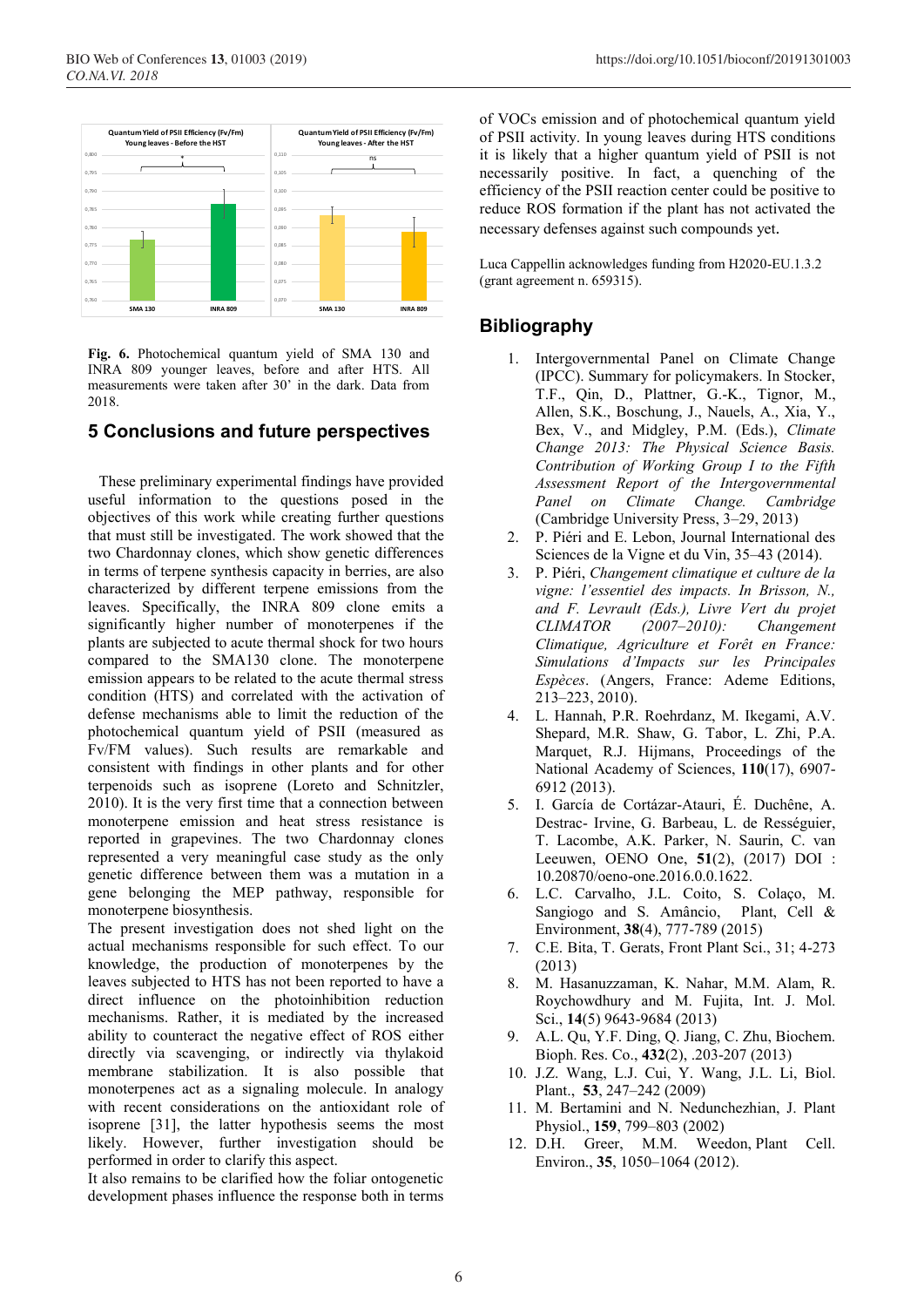**Fig. 6.** Photochemical quantum yield of SMA 130 and INRA 809 younger leaves, before and after HTS. All measurements were taken after 30' in the dark. Data from 2018.

## 5 Conclusions and future perspectives

These preliminary experimental findings have provided useful information to the questions posed in the objectives of this work while creating further questions that must still be investigated. The work showed that the two Chardonnay clones, which show genetic differences in terms of terpene synthesis capacity in berries, are also characterized by different terpene emissions from the leaves. Specifically, the INRA 809 clone emits a significantly higher number of monoterpenes if the plants are subjected to acute thermal shock for two hours compared to the SMA130 clone. The monoterpene emission appears to be related to the acute thermal stress condition (HTS) and correlated with the activation of defense mechanisms able to limit the reduction of the photochemical quantum yield of PSII (measured as Fv/FM values). Such results are remarkable and consistent with findings in other plants and for other terpenoids such as isoprene (Loreto and Schnitzler, 2010). It is the very first time that a connection between monoterpene emission and heat stress resistance is reported in grapevines. The two Chardonnay clones represented a very meaningful case study as the only genetic difference between them was a mutation in a gene belonging the MEP pathway, responsible for monoterpene biosynthesis.

The present investigation does not shed light on the actual mechanisms responsible for such effect. To our knowledge, the production of monoterpenes by the leaves subjected to HTS has not been reported to have a direct influence on the photoinhibition reduction mechanisms. Rather, it is mediated by the increased ability to counteract the negative effect of ROS either directly via scavenging, or indirectly via thylakoid membrane stabilization. It is also possible that monoterpenes act as a signaling molecule. In analogy with recent considerations on the antioxidant role of isoprene [31], the latter hypothesis seems the most likely. However, further investigation should be performed in order to clarify this aspect.

It also remains to be clarified how the foliar ontogenetic development phases influence the response both in terms of VOCs emission and of photochemical quantum yield of PSII activity. In young leaves during HTS conditions it is likely that a higher quantum yield of PSII is not necessarily positive. In fact, a quenching of the efficiency of the PSII reaction center could be positive to reduce ROS formation if the plant has not activated the necessary defenses against such compounds yet.

Luca Cappellin acknowledges funding from H2020-EU.1.3.2 (grant agreement n. 659315).

## Bibliography

1. Intergovernmental Panel on Climate Change (IPCC). Summary for policymakers. In Stocker, T.F., Qin, D., Plattner, G.-K., Tignor, M., Allen, S.K., Boschung, J., Nauels, A., Xia, Y., Bex, V., and Midgley, P.M. (Eds.), *Climate Change 2013: The Physical Science Basis. Contribution of Working Group I to the Fifth Assessment Report of the Intergovernmental Panel on Climate Change.* Cambridge (Cambridge University Press, 3–29, 2013)
2. P. Piéri and E. Lebon, Journal International des Sciences de la Vigne et du Vin, 35–43 (2014).
3. P. Piéri, *Changement climatique et culture de la vigne: l'essentiel des impacts. In Brisson, N., and F. Levrault (Eds.), Livre Vert du projet CLIMATOR (2007–2010): Changement Climatique, Agriculture et Forêt en France: Simulations d'Impacts sur les Principales Espèces*. (Angers, France: Ademe Editions, 213–223, 2010).
4. L. Hannah, P.R. Roehrdanz, M. Ikegami, A.V. Shepard, M.R. Shaw, G. Tabor, L. Zhi, P.A. Marquet, R.J. Hijmans, Proceedings of the National Academy of Sciences, **110**(17), 6907-6912 (2013).
5. I. García de Cortázar-Atauri, É. Duchêne, A. Destrac- Irvine, G. Barbeau, L. de Rességuier, T. Lacombe, A.K. Parker, N. Saurin, C. van Leeuwen, OENO One, **51**(2), (2017) DOI : 10.20870/oeno-one.2016.0.0.1622.
6. L.C. Carvalho, J.L. Coito, S. Colaço, M. Sangiogo and S. Amâncio, Plant, Cell & Environment, **38**(4), 777-789 (2015)
7. C.E. Bita, T. Gerats, Front Plant Sci., 31; 4-273 (2013)
8. M. Hasanuzzaman, K. Nahar, M.M. Alam, R. Roychowdhury and M. Fujita, Int. J. Mol. Sci., **14**(5) 9643-9684 (2013)
9. A.L. Qu, Y.F. Ding, Q. Jiang, C. Zhu, Biochem. Bioph. Res. Co., **432**(2), .203-207 (2013)
10. J.Z. Wang, L.J. Cui, Y. Wang, J.L. Li, Biol. Plant., **53**, 247–242 (2009)
11. M. Bertamini and N. Nedunchezhian, J. Plant Physiol., **159**, 799–803 (2002)
12. D.H. Greer, M.M. Weedon, Plant Cell. Environ., **35**, 1050–1064 (2012).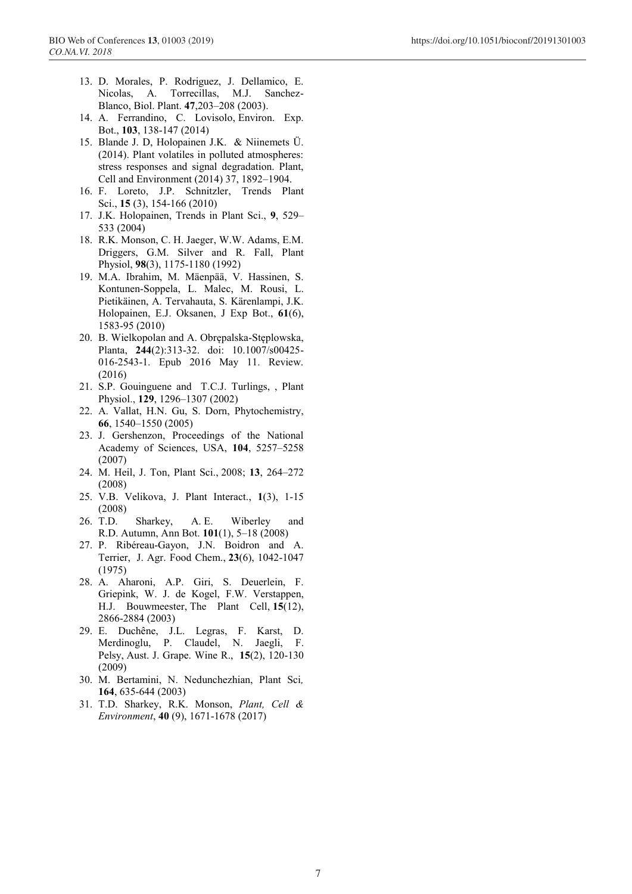13. D. Morales, P. Rodriguez, J. Dellamico, E. Nicolas, A. Torrecillas, M.J. Sanchez-Blanco, Biol. Plant. **47**,203–208 (2003).
14. A. Ferrandino, C. Lovisolo, Environ. Exp. Bot., **103**, 138-147 (2014)
15. Blande J. D, Holopainen J.K. & Niinemets Ü. (2014). Plant volatiles in polluted atmospheres: stress responses and signal degradation. Plant, Cell and Environment (2014) 37, 1892–1904.
16. F. Loreto, J.P. Schnitzler, Trends Plant Sci., **15** (3), 154-166 (2010)
17. J.K. Holopainen, Trends in Plant Sci., **9**, 529–533 (2004)
18. R.K. Monson, C. H. Jaeger, W.W. Adams, E.M. Driggers, G.M. Silver and R. Fall, Plant Physiol, **98**(3), 1175-1180 (1992)
19. M.A. Ibrahim, M. Mäenpää, V. Hassinen, S. Kontunen-Soppela, L. Malec, M. Rousi, L. Pietikäinen, A. Tervahauta, S. Kärenlampi, J.K. Holopainen, E.J. Oksanen, J Exp Bot., **61**(6), 1583-95 (2010)
20. B. Wielkopolan and A. Obrępalska-Stęplowska, Planta, **244**(2):313-32. doi: 10.1007/s00425-016-2543-1. Epub 2016 May 11. Review. (2016)
21. S.P. Gouinguene and T.C.J. Turlings, , Plant Physiol., **129**, 1296–1307 (2002)
22. A. Vallat, H.N. Gu, S. Dorn, Phytochemistry, **66**, 1540–1550 (2005)
23. J. Gershenzon, Proceedings of the National Academy of Sciences, USA, **104**, 5257–5258 (2007)
24. M. Heil, J. Ton, Plant Sci., 2008; **13**, 264–272 (2008)
25. V.B. Velikova, J. Plant Interact., **1**(3), 1-15 (2008)
26. T.D. Sharkey, A. E. Wiberley and R.D. Autumn, Ann Bot. **101**(1), 5–18 (2008)
27. P. Ribéreau-Gayon, J.N. Boidron and A. Terrier, J. Agr. Food Chem., **23**(6), 1042-1047 (1975)
28. A. Aharoni, A.P. Giri, S. Deuerlein, F. Griepink, W. J. de Kogel, F.W. Verstappen, H.J. Bouwmeester, The Plant Cell, **15**(12), 2866-2884 (2003)
29. E. Duchêne, J.L. Legras, F. Karst, D. Merdinoglu, P. Claudel, N. Jaegli, F. Pelsy, Aust. J. Grape. Wine R., **15**(2), 120-130 (2009)
30. M. Bertamini, N. Nedunchezhian, Plant Sci*,* **164**, 635-644 (2003)
31. T.D. Sharkey, R.K. Monson, *Plant, Cell & Environment*, **40** (9), 1671-1678 (2017)